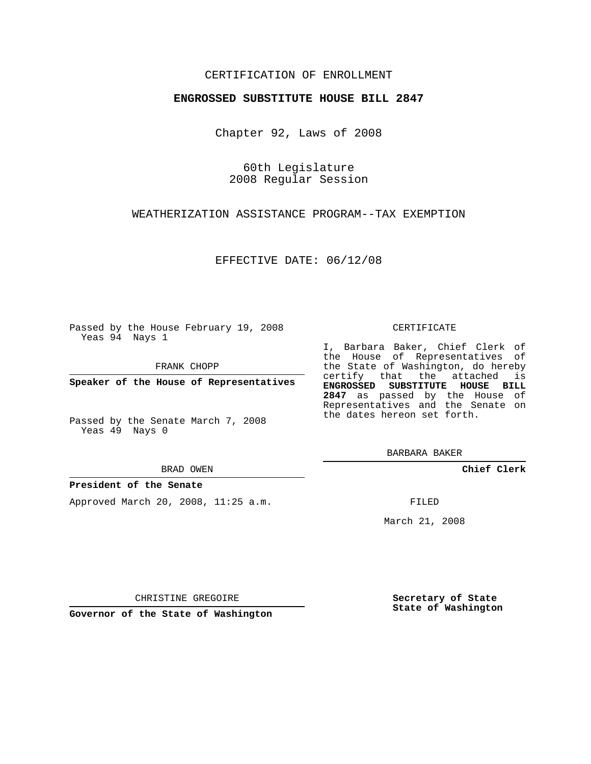CERTIFICATION OF ENROLLMENT

**ENGROSSED SUBSTITUTE HOUSE BILL 2847**

Chapter 92, Laws of 2008

60th Legislature
2008 Regular Session

WEATHERIZATION ASSISTANCE PROGRAM--TAX EXEMPTION

EFFECTIVE DATE: 06/12/08

Passed by the House February 19, 2008
Yeas 94 Nays 1

FRANK CHOPP

**Speaker of the House of Representatives**

Passed by the Senate March 7, 2008
Yeas 49 Nays 0

BRAD OWEN

**President of the Senate**

Approved March 20, 2008, 11:25 a.m.

CHRISTINE GREGOIRE

**Governor of the State of Washington**

CERTIFICATE

I, Barbara Baker, Chief Clerk of the House of Representatives of the State of Washington, do hereby certify that the attached is **ENGROSSED SUBSTITUTE HOUSE BILL 2847** as passed by the House of Representatives and the Senate on the dates hereon set forth.

BARBARA BAKER

**Chief Clerk**

FILED

March 21, 2008

**Secretary of State**
**State of Washington**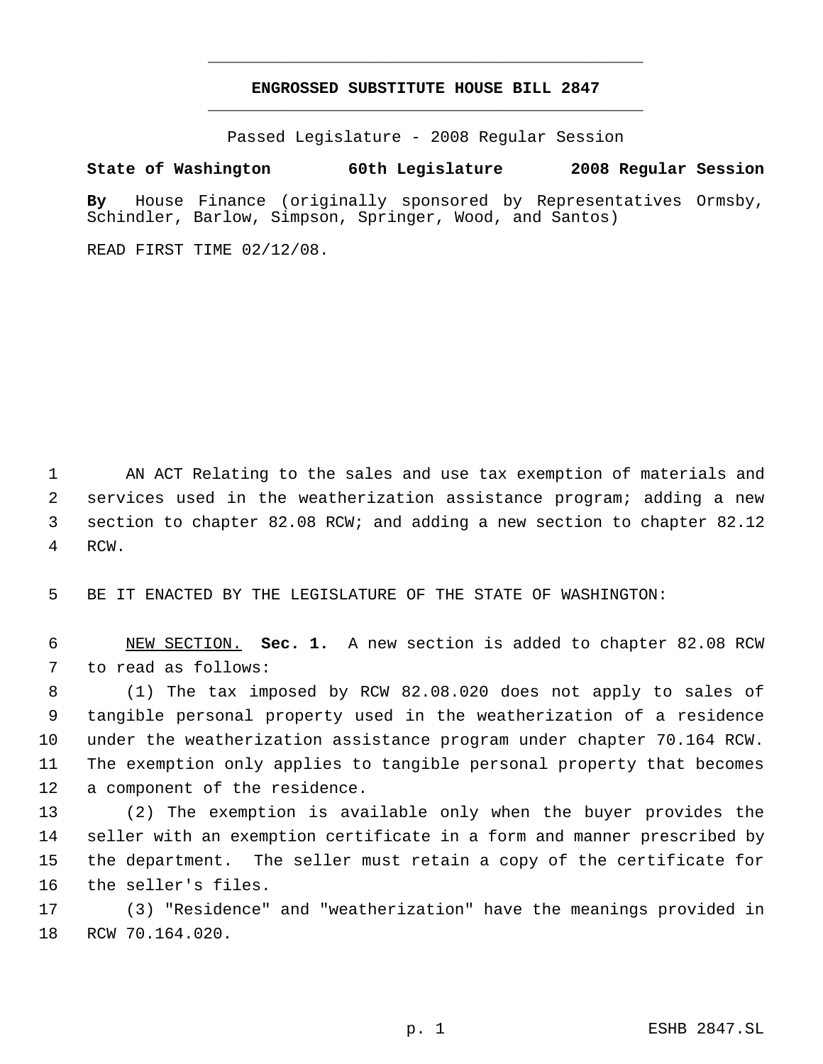# ENGROSSED SUBSTITUTE HOUSE BILL 2847

Passed Legislature - 2008 Regular Session

**State of Washington 60th Legislature 2008 Regular Session**

**By** House Finance (originally sponsored by Representatives Ormsby, Schindler, Barlow, Simpson, Springer, Wood, and Santos)

READ FIRST TIME 02/12/08.

AN ACT Relating to the sales and use tax exemption of materials and services used in the weatherization assistance program; adding a new section to chapter 82.08 RCW; and adding a new section to chapter 82.12 RCW.

BE IT ENACTED BY THE LEGISLATURE OF THE STATE OF WASHINGTON:

NEW SECTION. **Sec. 1.** A new section is added to chapter 82.08 RCW to read as follows:

(1) The tax imposed by RCW 82.08.020 does not apply to sales of tangible personal property used in the weatherization of a residence under the weatherization assistance program under chapter 70.164 RCW. The exemption only applies to tangible personal property that becomes a component of the residence.

(2) The exemption is available only when the buyer provides the seller with an exemption certificate in a form and manner prescribed by the department. The seller must retain a copy of the certificate for the seller's files.

(3) "Residence" and "weatherization" have the meanings provided in RCW 70.164.020.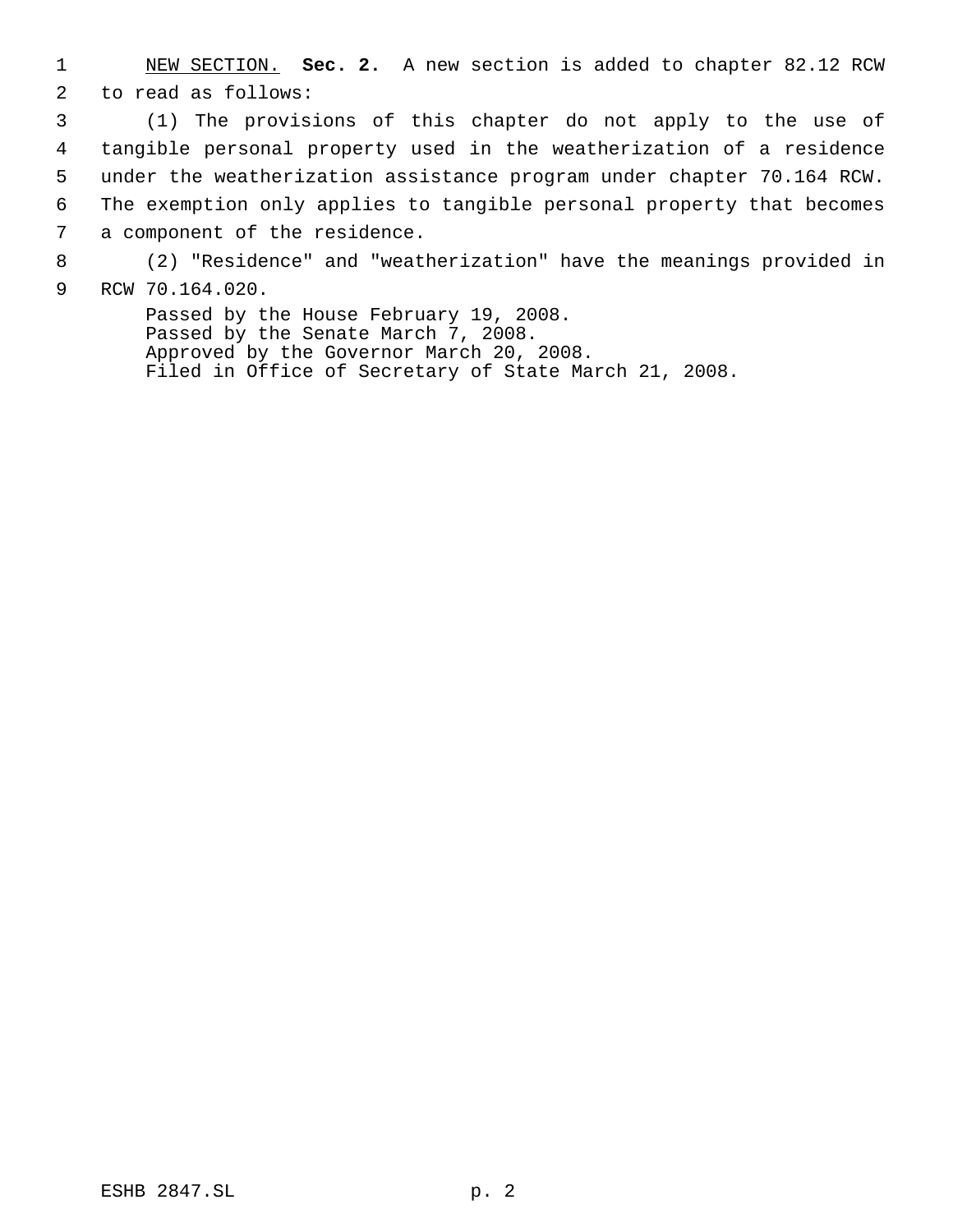NEW SECTION. **Sec. 2.** A new section is added to chapter 82.12 RCW to read as follows:

(1) The provisions of this chapter do not apply to the use of tangible personal property used in the weatherization of a residence under the weatherization assistance program under chapter 70.164 RCW. The exemption only applies to tangible personal property that becomes a component of the residence.

(2) "Residence" and "weatherization" have the meanings provided in RCW 70.164.020.

Passed by the House February 19, 2008.
Passed by the Senate March 7, 2008.
Approved by the Governor March 20, 2008.
Filed in Office of Secretary of State March 21, 2008.